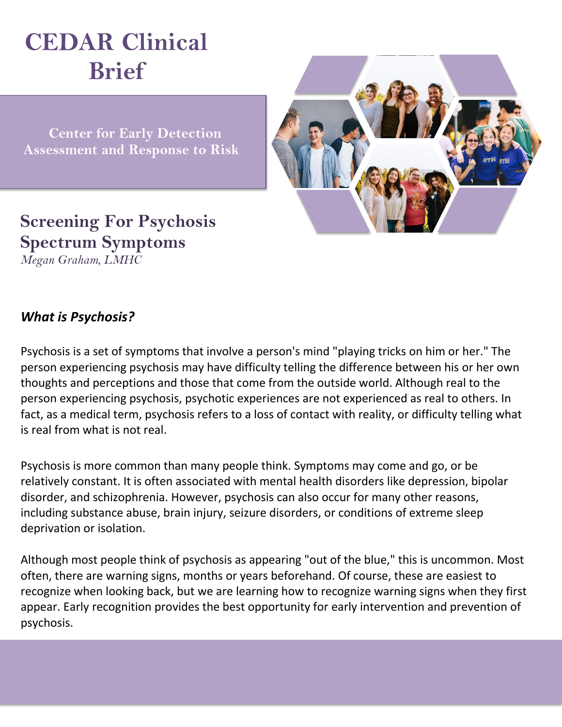# CEDAR Clinical Brief

Center for Early Detection Assessment and Response to Risk

## Screening For Psychosis Spectrum Symptoms

*Megan Graham, LMHC*

### *What is Psychosis?*

Psychosis is a set of symptoms that involve a person's mind "playing tricks on him or her." The person experiencing psychosis may have difficulty telling the difference between his or her own thoughts and perceptions and those that come from the outside world. Although real to the person experiencing psychosis, psychotic experiences are not experienced as real to others. In fact, as a medical term, psychosis refers to a loss of contact with reality, or difficulty telling what is real from what is not real.

Psychosis is more common than many people think. Symptoms may come and go, or be relatively constant. It is often associated with mental health disorders like depression, bipolar disorder, and schizophrenia. However, psychosis can also occur for many other reasons, including substance abuse, brain injury, seizure disorders, or conditions of extreme sleep deprivation or isolation.

Although most people think of psychosis as appearing "out of the blue," this is uncommon. Most often, there are warning signs, months or years beforehand. Of course, these are easiest to recognize when looking back, but we are learning how to recognize warning signs when they first appear. Early recognition provides the best opportunity for early intervention and prevention of psychosis.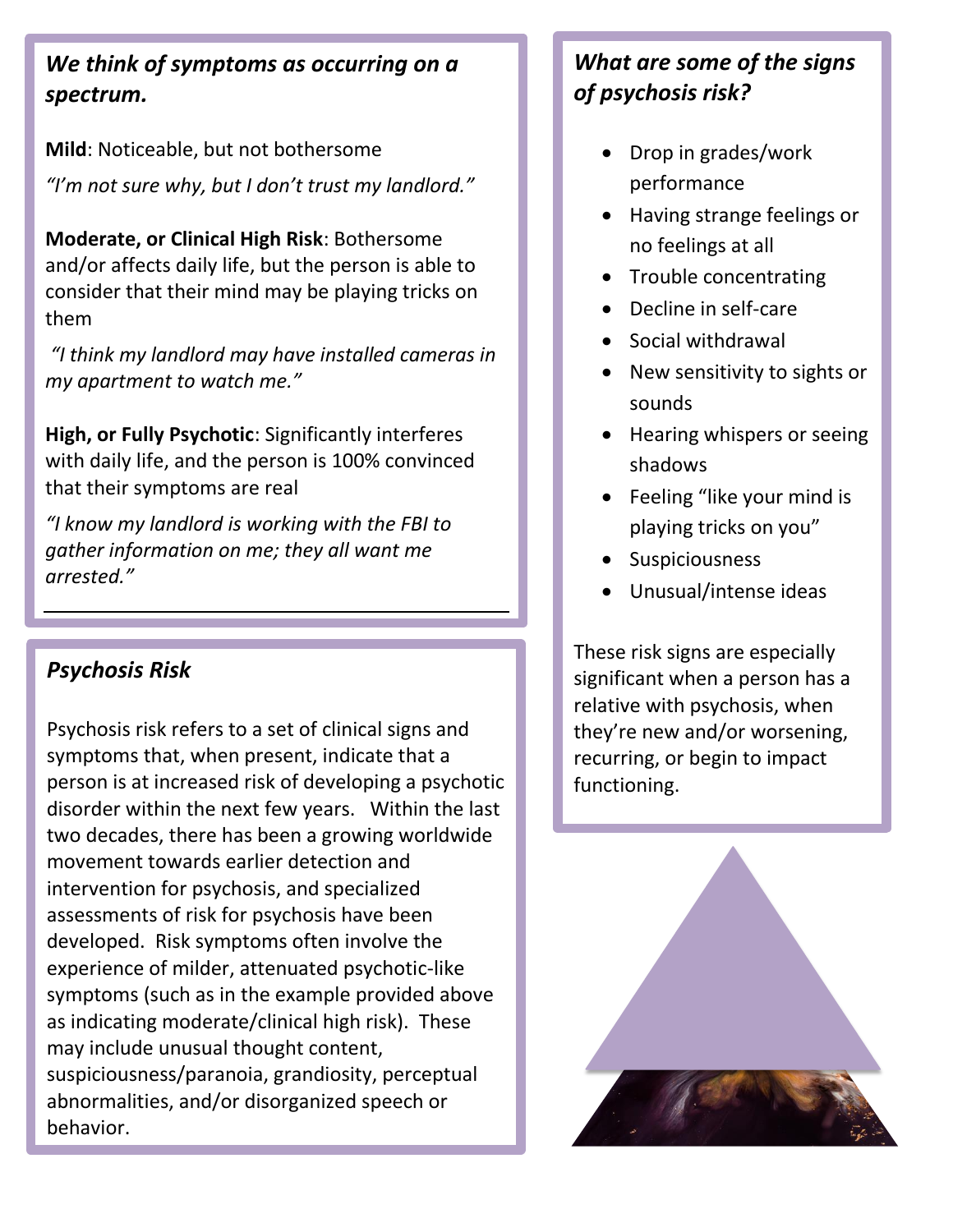### *We think of symptoms as occurring on a spectrum.*

**Mild**: Noticeable, but not bothersome

*"I'm not sure why, but I don't trust my landlord."*

**Moderate, or Clinical High Risk**: Bothersome and/or affects daily life, but the person is able to consider that their mind may be playing tricks on them

*"I think my landlord may have installed cameras in my apartment to watch me."*

**High, or Fully Psychotic**: Significantly interferes with daily life, and the person is 100% convinced that their symptoms are real

*"I know my landlord is working with the FBI to gather information on me; they all want me arrested."*

### *Psychosis Risk*

Psychosis risk refers to a set of clinical signs and symptoms that, when present, indicate that a person is at increased risk of developing a psychotic disorder within the next few years. Within the last two decades, there has been a growing worldwide movement towards earlier detection and intervention for psychosis, and specialized assessments of risk for psychosis have been developed. Risk symptoms often involve the experience of milder, attenuated psychotic-like symptoms (such as in the example provided above as indicating moderate/clinical high risk). These may include unusual thought content, suspiciousness/paranoia, grandiosity, perceptual abnormalities, and/or disorganized speech or behavior.

### *What are some of the signs of psychosis risk?*

- Drop in grades/work performance
- Having strange feelings or no feelings at all
- Trouble concentrating
- Decline in self-care
- Social withdrawal
- New sensitivity to sights or sounds
- Hearing whispers or seeing shadows
- Feeling "like your mind is playing tricks on you"
- Suspiciousness
- Unusual/intense ideas

These risk signs are especially significant when a person has a relative with psychosis, when they're new and/or worsening, recurring, or begin to impact functioning.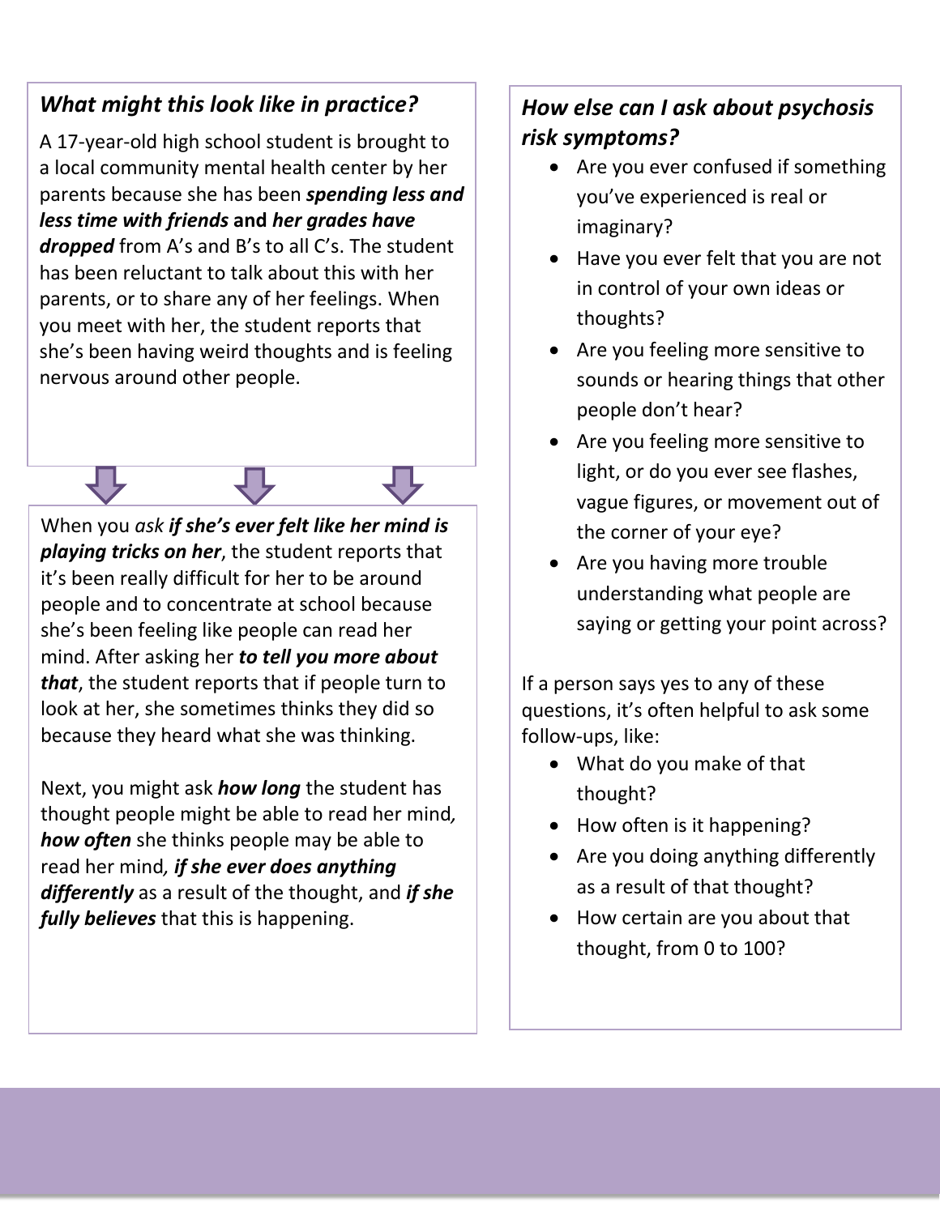### *What might this look like in practice?*

A 17-year-old high school student is brought to a local community mental health center by her parents because she has been ***spending less and less time with friends*** **and** ***her grades have dropped*** from A's and B's to all C's. The student has been reluctant to talk about this with her parents, or to share any of her feelings. When you meet with her, the student reports that she's been having weird thoughts and is feeling nervous around other people.

When you *ask* ***if she's ever felt like her mind is playing tricks on her***, the student reports that it's been really difficult for her to be around people and to concentrate at school because she's been feeling like people can read her mind. After asking her ***to tell you more about that***, the student reports that if people turn to look at her, she sometimes thinks they did so because they heard what she was thinking.

Next, you might ask ***how long*** the student has thought people might be able to read her mind*,* ***how often*** she thinks people may be able to read her mind*,* ***if she ever does anything differently*** as a result of the thought, and ***if she fully believes*** that this is happening.

### *How else can I ask about psychosis risk symptoms?*

- Are you ever confused if something you've experienced is real or imaginary?
- Have you ever felt that you are not in control of your own ideas or thoughts?
- Are you feeling more sensitive to sounds or hearing things that other people don't hear?
- Are you feeling more sensitive to light, or do you ever see flashes, vague figures, or movement out of the corner of your eye?
- Are you having more trouble understanding what people are saying or getting your point across?

If a person says yes to any of these questions, it's often helpful to ask some follow-ups, like:

- What do you make of that thought?
- How often is it happening?
- Are you doing anything differently as a result of that thought?
- How certain are you about that thought, from 0 to 100?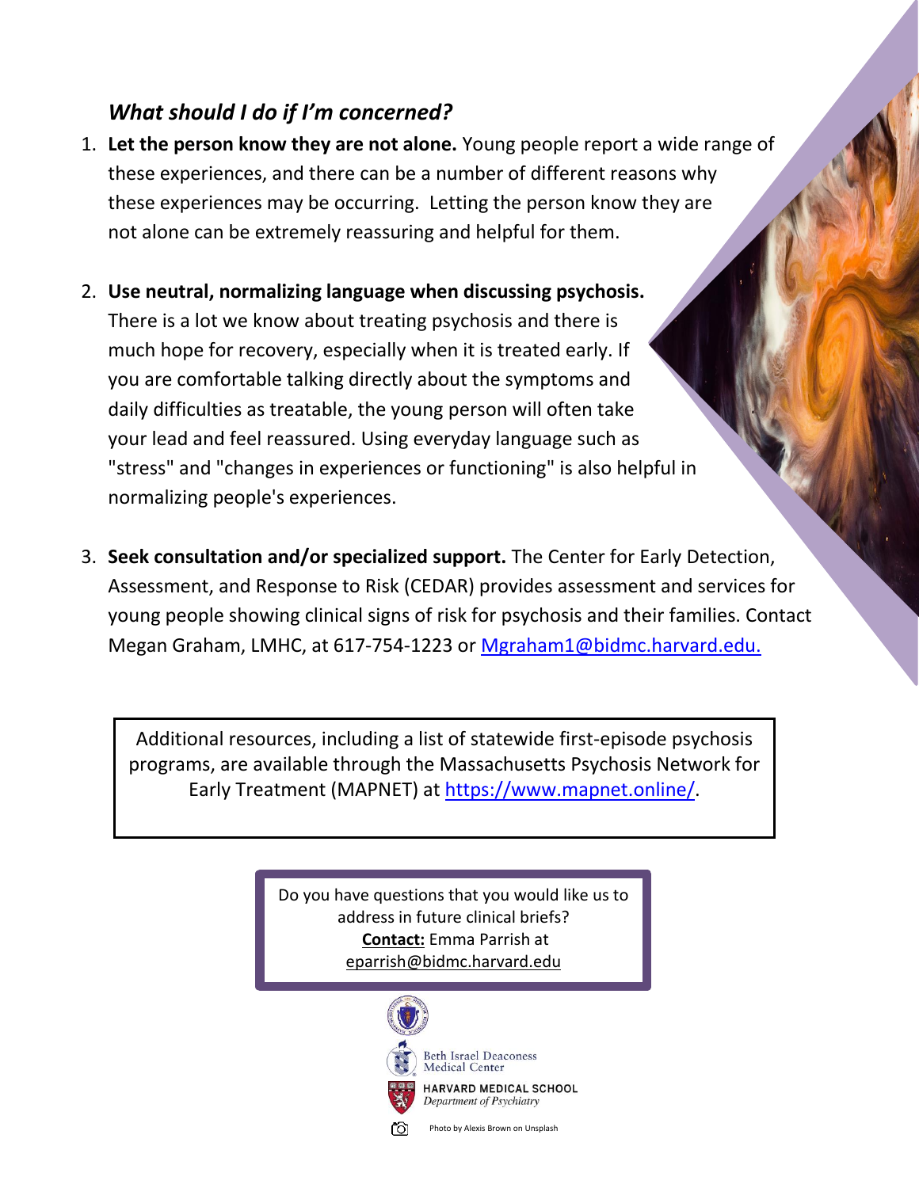### *What should I do if I'm concerned?*

1. **Let the person know they are not alone.** Young people report a wide range of these experiences, and there can be a number of different reasons why these experiences may be occurring. Letting the person know they are not alone can be extremely reassuring and helpful for them.

2. **Use neutral, normalizing language when discussing psychosis.** There is a lot we know about treating psychosis and there is much hope for recovery, especially when it is treated early. If you are comfortable talking directly about the symptoms and daily difficulties as treatable, the young person will often take your lead and feel reassured. Using everyday language such as "stress" and "changes in experiences or functioning" is also helpful in normalizing people's experiences.

3. **Seek consultation and/or specialized support.** The Center for Early Detection, Assessment, and Response to Risk (CEDAR) provides assessment and services for young people showing clinical signs of risk for psychosis and their families. Contact Megan Graham, LMHC, at 617-754-1223 or Mgraham1@bidmc.harvard.edu.

Additional resources, including a list of statewide first-episode psychosis programs, are available through the Massachusetts Psychosis Network for Early Treatment (MAPNET) at https://www.mapnet.online/.

Do you have questions that you would like us to address in future clinical briefs?
**Contact:** Emma Parrish at eparrish@bidmc.harvard.edu

Beth Israel Deaconess Medical Center

HARVARD MEDICAL SCHOOL
*Department of Psychiatry*

Photo by Alexis Brown on Unsplash